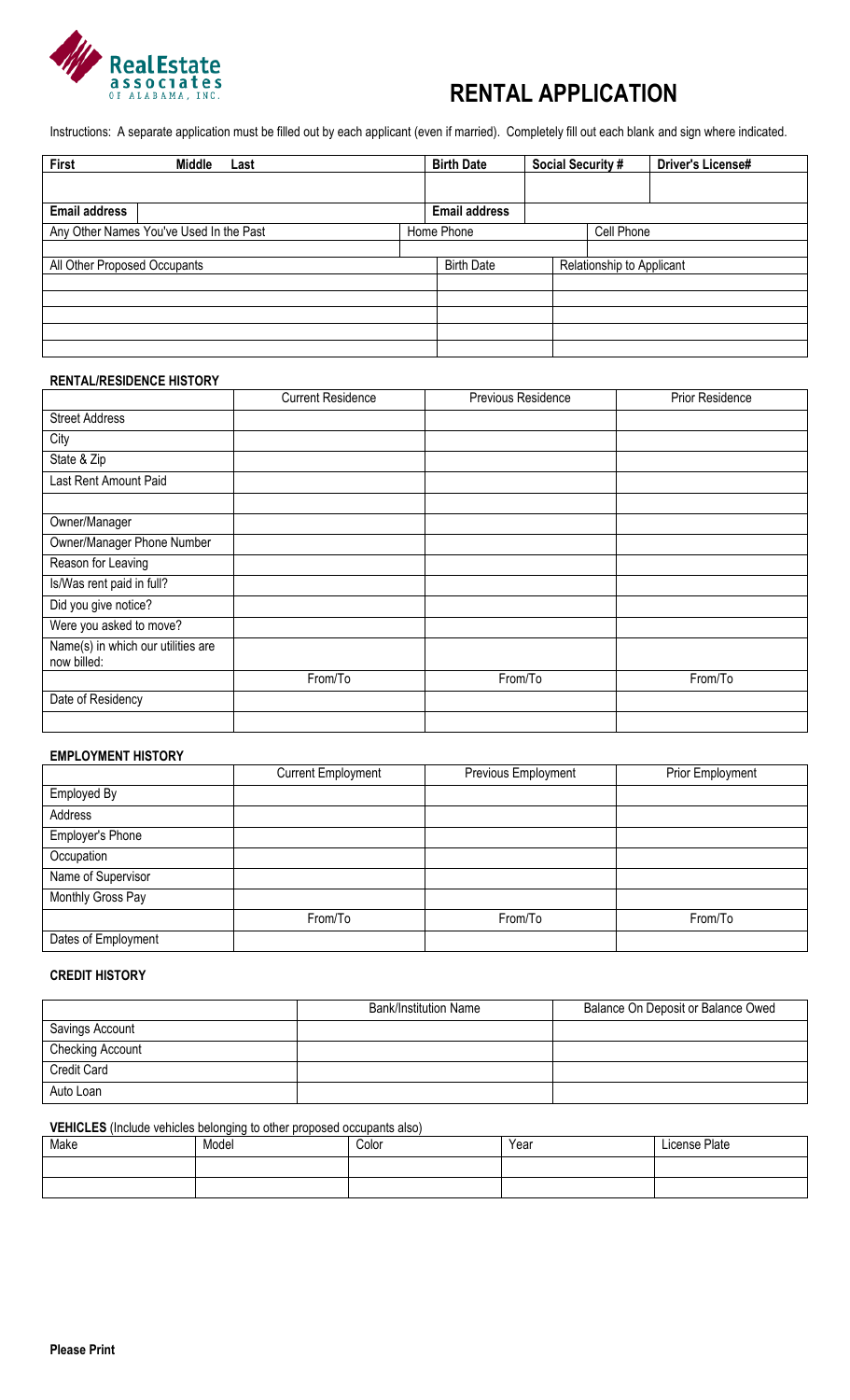RealEstate associates OF ALABAMA, INC.

# RENTAL APPLICATION

Instructions: A separate application must be filled out by each applicant (even if married). Completely fill out each blank and sign where indicated.

| **First** | **Middle** | **Last** | **Birth Date** | **Social Security #** | **Driver's License#** |
|---|---|---|---|---|---|
| | | | | | |
| **Email address** | | | **Email address** | | |
| Any Other Names You've Used In the Past | | | Home Phone | | Cell Phone |
| | | | | | |

| All Other Proposed Occupants | Birth Date | Relationship to Applicant |
|---|---|---|
| | | |
| | | |
| | | |
| | | |
| | | |

**RENTAL/RESIDENCE HISTORY**

| | Current Residence | Previous Residence | Prior Residence |
|---|---|---|---|
| Street Address | | | |
| City | | | |
| State & Zip | | | |
| Last Rent Amount Paid | | | |
| | | | |
| Owner/Manager | | | |
| Owner/Manager Phone Number | | | |
| Reason for Leaving | | | |
| Is/Was rent paid in full? | | | |
| Did you give notice? | | | |
| Were you asked to move? | | | |
| Name(s) in which our utilities are now billed: | | | |
| | From/To | From/To | From/To |
| Date of Residency | | | |
| | | | |

**EMPLOYMENT HISTORY**

| | Current Employment | Previous Employment | Prior Employment |
|---|---|---|---|
| Employed By | | | |
| Address | | | |
| Employer's Phone | | | |
| Occupation | | | |
| Name of Supervisor | | | |
| Monthly Gross Pay | | | |
| | From/To | From/To | From/To |
| Dates of Employment | | | |

**CREDIT HISTORY**

| | Bank/Institution Name | Balance On Deposit or Balance Owed |
|---|---|---|
| Savings Account | | |
| Checking Account | | |
| Credit Card | | |
| Auto Loan | | |

**VEHICLES** (Include vehicles belonging to other proposed occupants also)

| Make | Model | Color | Year | License Plate |
|---|---|---|---|---|
| | | | | |
| | | | | |

**Please Print**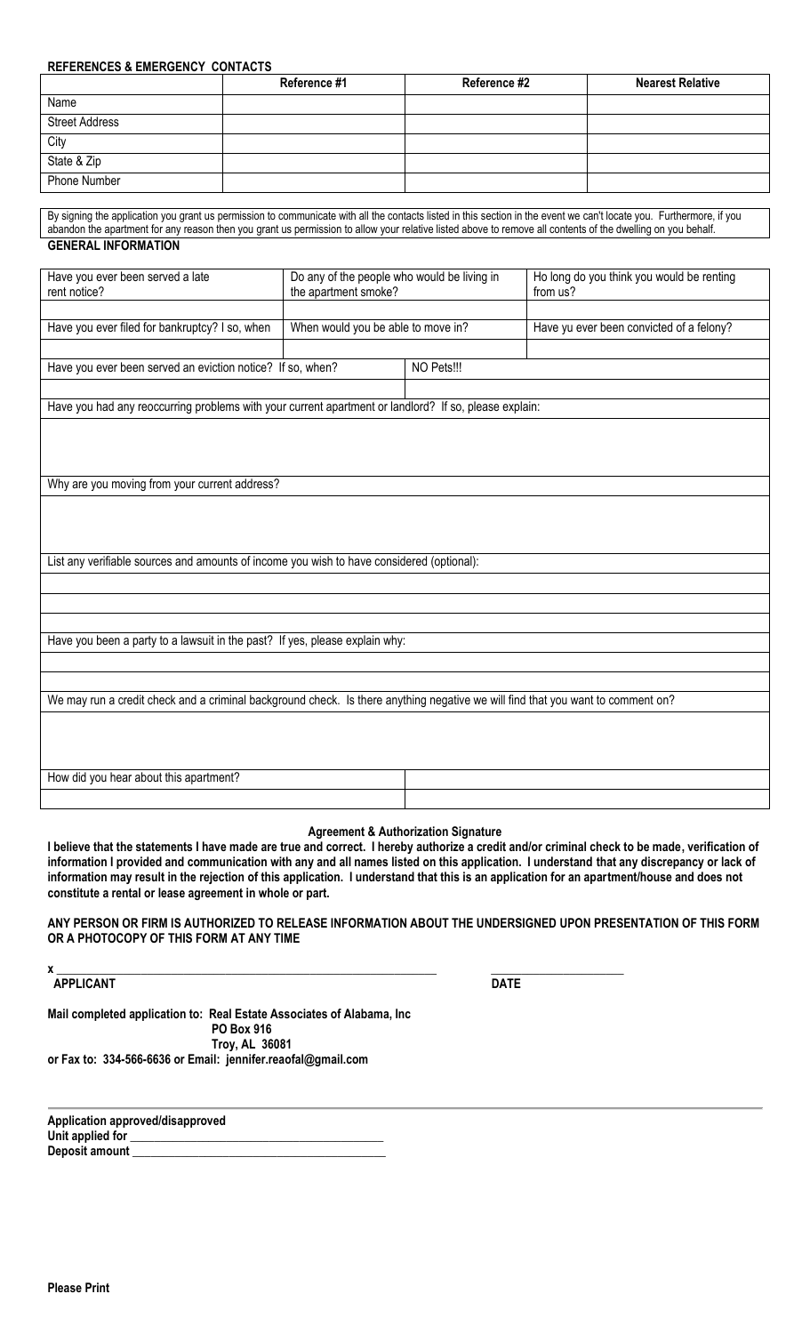**REFERENCES & EMERGENCY CONTACTS**

| | Reference #1 | Reference #2 | Nearest Relative |
|---|---|---|---|
| Name | | | |
| Street Address | | | |
| City | | | |
| State & Zip | | | |
| Phone Number | | | |

By signing the application you grant us permission to communicate with all the contacts listed in this section in the event we can't locate you. Furthermore, if you abandon the apartment for any reason then you grant us permission to allow your relative listed above to remove all contents of the dwelling on you behalf.

**GENERAL INFORMATION**

| | | |
|---|---|---|
| Have you ever been served a late rent notice? | Do any of the people who would be living in the apartment smoke? | Ho long do you think you would be renting from us? |
| | | |
| Have you ever filed for bankruptcy? I so, when | When would you be able to move in? | Have yu ever been convicted of a felony? |
| | | |
| Have you ever been served an eviction notice? If so, when? | NO Pets!!! | |
| | | |

Have you had any reoccurring problems with your current apartment or landlord? If so, please explain:

Why are you moving from your current address?

List any verifiable sources and amounts of income you wish to have considered (optional):

Have you been a party to a lawsuit in the past? If yes, please explain why:

We may run a credit check and a criminal background check. Is there anything negative we will find that you want to comment on?

How did you hear about this apartment?

**Agreement & Authorization Signature**

**I believe that the statements I have made are true and correct. I hereby authorize a credit and/or criminal check to be made, verification of information I provided and communication with any and all names listed on this application. I understand that any discrepancy or lack of information may result in the rejection of this application. I understand that this is an application for an apartment/house and does not constitute a rental or lease agreement in whole or part.**

**ANY PERSON OR FIRM IS AUTHORIZED TO RELEASE INFORMATION ABOUT THE UNDERSIGNED UPON PRESENTATION OF THIS FORM OR A PHOTOCOPY OF THIS FORM AT ANY TIME**

**x** ______________________________________________ ____________________

**APPLICANT** **DATE**

**Mail completed application to: Real Estate Associates of Alabama, Inc**
**PO Box 916**
**Troy, AL 36081**
**or Fax to: 334-566-6636 or Email: jennifer.reaofal@gmail.com**

---

**Application approved/disapproved**
**Unit applied for** ________________________________
**Deposit amount** ________________________________

**Please Print**